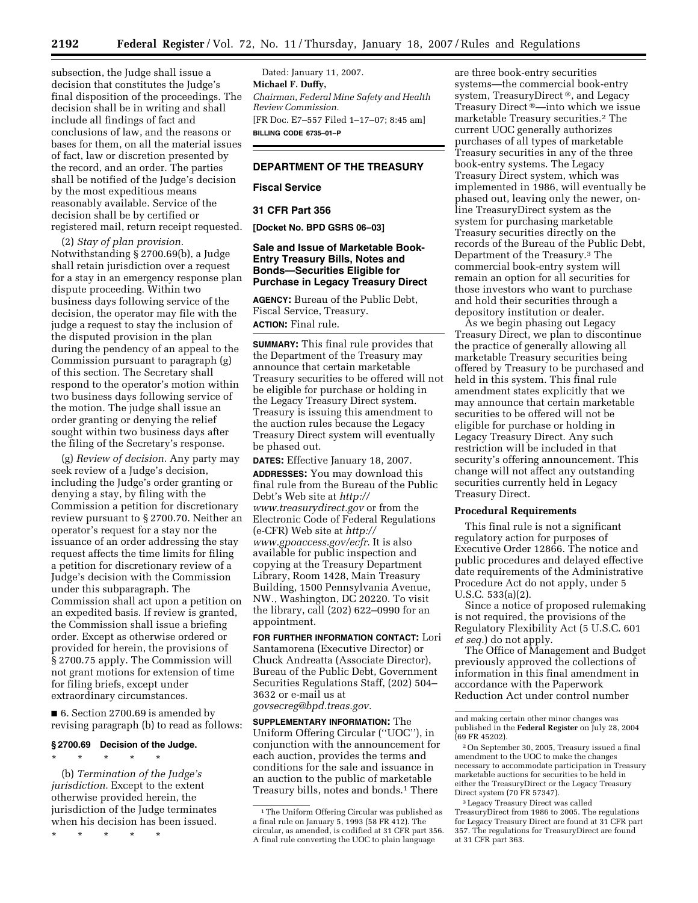subsection, the Judge shall issue a decision that constitutes the Judge's final disposition of the proceedings. The decision shall be in writing and shall include all findings of fact and conclusions of law, and the reasons or bases for them, on all the material issues of fact, law or discretion presented by the record, and an order. The parties shall be notified of the Judge's decision by the most expeditious means reasonably available. Service of the decision shall be by certified or registered mail, return receipt requested.

(2) *Stay of plan provision.* Notwithstanding § 2700.69(b), a Judge shall retain jurisdiction over a request for a stay in an emergency response plan dispute proceeding. Within two business days following service of the decision, the operator may file with the judge a request to stay the inclusion of the disputed provision in the plan during the pendency of an appeal to the Commission pursuant to paragraph (g) of this section. The Secretary shall respond to the operator's motion within two business days following service of the motion. The judge shall issue an order granting or denying the relief sought within two business days after the filing of the Secretary's response.

(g) *Review of decision.* Any party may seek review of a Judge's decision, including the Judge's order granting or denying a stay, by filing with the Commission a petition for discretionary review pursuant to § 2700.70. Neither an operator's request for a stay nor the issuance of an order addressing the stay request affects the time limits for filing a petition for discretionary review of a Judge's decision with the Commission under this subparagraph. The Commission shall act upon a petition on an expedited basis. If review is granted, the Commission shall issue a briefing order. Except as otherwise ordered or provided for herein, the provisions of § 2700.75 apply. The Commission will not grant motions for extension of time for filing briefs, except under extraordinary circumstances.

■ 6. Section 2700.69 is amended by revising paragraph (b) to read as follows:

**§ 2700.69 Decision of the Judge.**

\* \* \* \* \*

(b) *Termination of the Judge's jurisdiction.* Except to the extent otherwise provided herein, the jurisdiction of the Judge terminates when his decision has been issued.

\* \* \* \* \*

Dated: January 11, 2007.

**Michael F. Duffy,**

*Chairman, Federal Mine Safety and Health Review Commission.*

[FR Doc. E7–557 Filed 1–17–07; 8:45 am]

**BILLING CODE 6735–01–P**

---

## DEPARTMENT OF THE TREASURY

### Fiscal Service

### 31 CFR Part 356

**[Docket No. BPD GSRS 06–03]**

### Sale and Issue of Marketable Book-Entry Treasury Bills, Notes and Bonds—Securities Eligible for Purchase in Legacy Treasury Direct

**AGENCY:** Bureau of the Public Debt, Fiscal Service, Treasury.

**ACTION:** Final rule.

**SUMMARY:** This final rule provides that the Department of the Treasury may announce that certain marketable Treasury securities to be offered will not be eligible for purchase or holding in the Legacy Treasury Direct system. Treasury is issuing this amendment to the auction rules because the Legacy Treasury Direct system will eventually be phased out.

**DATES:** Effective January 18, 2007.

**ADDRESSES:** You may download this final rule from the Bureau of the Public Debt's Web site at *http://www.treasurydirect.gov* or from the Electronic Code of Federal Regulations (e-CFR) Web site at *http://www.gpoaccess.gov/ecfr.* It is also available for public inspection and copying at the Treasury Department Library, Room 1428, Main Treasury Building, 1500 Pennsylvania Avenue, NW., Washington, DC 20220. To visit the library, call (202) 622–0990 for an appointment.

**FOR FURTHER INFORMATION CONTACT:** Lori Santamorena (Executive Director) or Chuck Andreatta (Associate Director), Bureau of the Public Debt, Government Securities Regulations Staff, (202) 504–3632 or e-mail us at *govsecreg@bpd.treas.gov.*

**SUPPLEMENTARY INFORMATION:** The Uniform Offering Circular (''UOC''), in conjunction with the announcement for each auction, provides the terms and conditions for the sale and issuance in an auction to the public of marketable Treasury bills, notes and bonds.[1] There are three book-entry securities systems—the commercial book-entry system, TreasuryDirect®, and Legacy Treasury Direct®—into which we issue marketable Treasury securities.[2] The current UOC generally authorizes purchases of all types of marketable Treasury securities in any of the three book-entry systems. The Legacy Treasury Direct system, which was implemented in 1986, will eventually be phased out, leaving only the newer, on-line TreasuryDirect system as the system for purchasing marketable Treasury securities directly on the records of the Bureau of the Public Debt, Department of the Treasury.[3] The commercial book-entry system will remain an option for all securities for those investors who want to purchase and hold their securities through a depository institution or dealer.

As we begin phasing out Legacy Treasury Direct, we plan to discontinue the practice of generally allowing all marketable Treasury securities being offered by Treasury to be purchased and held in this system. This final rule amendment states explicitly that we may announce that certain marketable securities to be offered will not be eligible for purchase or holding in Legacy Treasury Direct. Any such restriction will be included in that security's offering announcement. This change will not affect any outstanding securities currently held in Legacy Treasury Direct.

**Procedural Requirements**

This final rule is not a significant regulatory action for purposes of Executive Order 12866. The notice and public procedures and delayed effective date requirements of the Administrative Procedure Act do not apply, under 5 U.S.C. 533(a)(2).

Since a notice of proposed rulemaking is not required, the provisions of the Regulatory Flexibility Act (5 U.S.C. 601 *et seq.*) do not apply.

The Office of Management and Budget previously approved the collections of information in this final amendment in accordance with the Paperwork Reduction Act under control number

---

[1] The Uniform Offering Circular was published as a final rule on January 5, 1993 (58 FR 412). The circular, as amended, is codified at 31 CFR part 356. A final rule converting the UOC to plain language and making certain other minor changes was published in the **Federal Register** on July 28, 2004 (69 FR 45202).

[2] On September 30, 2005, Treasury issued a final amendment to the UOC to make the changes necessary to accommodate participation in Treasury marketable auctions for securities to be held in either the TreasuryDirect or the Legacy Treasury Direct system (70 FR 57347).

[3] Legacy Treasury Direct was called TreasuryDirect from 1986 to 2005. The regulations for Legacy Treasury Direct are found at 31 CFR part 357. The regulations for TreasuryDirect are found at 31 CFR part 363.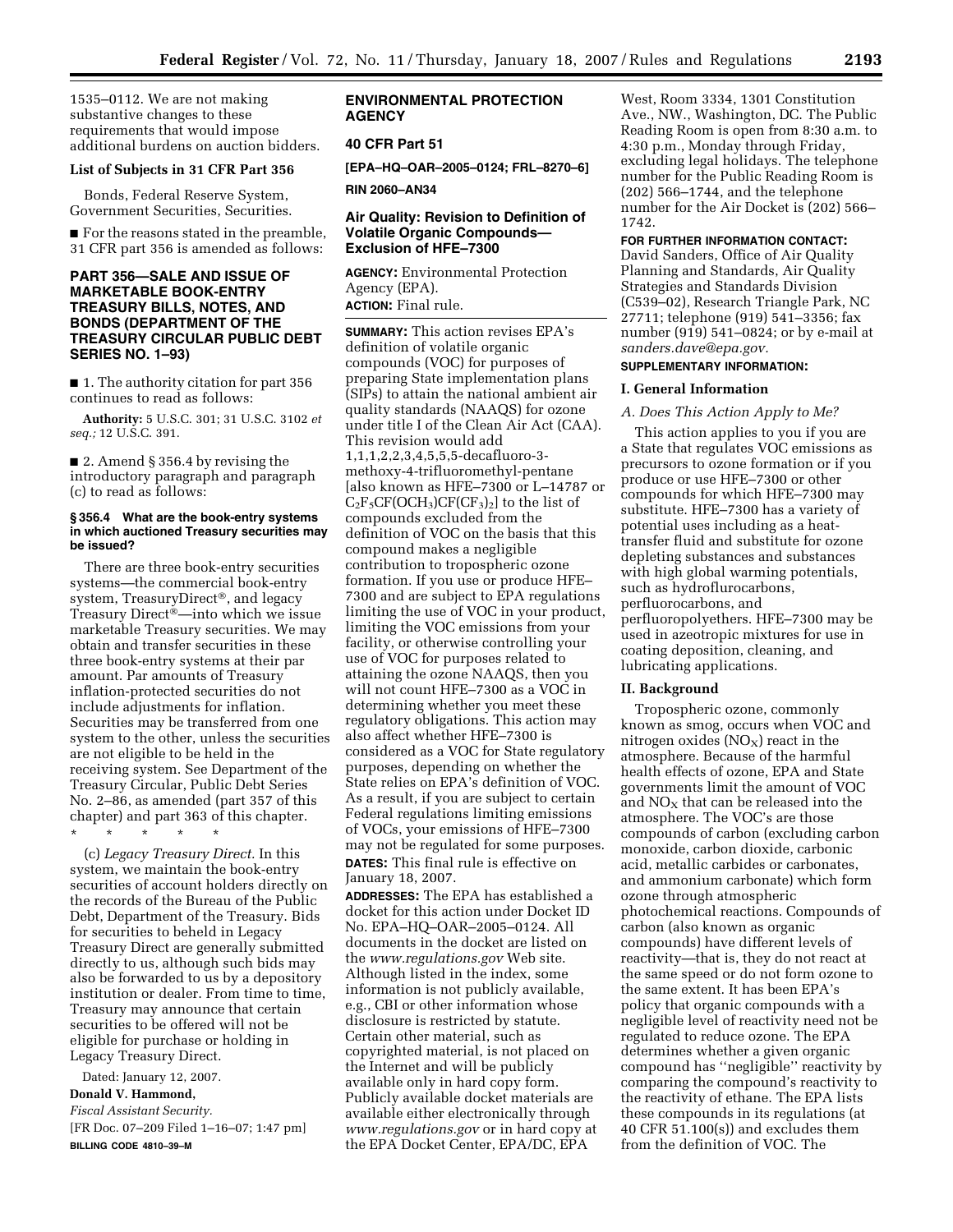1535–0112. We are not making substantive changes to these requirements that would impose additional burdens on auction bidders.

**List of Subjects in 31 CFR Part 356**

Bonds, Federal Reserve System, Government Securities, Securities.

■ For the reasons stated in the preamble, 31 CFR part 356 is amended as follows:

## PART 356—SALE AND ISSUE OF MARKETABLE BOOK-ENTRY TREASURY BILLS, NOTES, AND BONDS (DEPARTMENT OF THE TREASURY CIRCULAR PUBLIC DEBT SERIES NO. 1–93)

■ 1. The authority citation for part 356 continues to read as follows:

**Authority:** 5 U.S.C. 301; 31 U.S.C. 3102 *et seq.;* 12 U.S.C. 391.

■ 2. Amend § 356.4 by revising the introductory paragraph and paragraph (c) to read as follows:

#### § 356.4 What are the book-entry systems in which auctioned Treasury securities may be issued?

There are three book-entry securities systems—the commercial book-entry system, TreasuryDirect®, and legacy Treasury Direct®—into which we issue marketable Treasury securities. We may obtain and transfer securities in these three book-entry systems at their par amount. Par amounts of Treasury inflation-protected securities do not include adjustments for inflation. Securities may be transferred from one system to the other, unless the securities are not eligible to be held in the receiving system. See Department of the Treasury Circular, Public Debt Series No. 2–86, as amended (part 357 of this chapter) and part 363 of this chapter.

\* \* \* \* \*

(c) *Legacy Treasury Direct.* In this system, we maintain the book-entry securities of account holders directly on the records of the Bureau of the Public Debt, Department of the Treasury. Bids for securities to beheld in Legacy Treasury Direct are generally submitted directly to us, although such bids may also be forwarded to us by a depository institution or dealer. From time to time, Treasury may announce that certain securities to be offered will not be eligible for purchase or holding in Legacy Treasury Direct.

Dated: January 12, 2007.

**Donald V. Hammond,**

*Fiscal Assistant Security.*

[FR Doc. 07–209 Filed 1–16–07; 1:47 pm]

**BILLING CODE 4810–39–M**

## ENVIRONMENTAL PROTECTION AGENCY

### 40 CFR Part 51

**[EPA–HQ–OAR–2005–0124; FRL–8270–6]**

**RIN 2060–AN34**

### Air Quality: Revision to Definition of Volatile Organic Compounds—Exclusion of HFE–7300

**AGENCY:** Environmental Protection Agency (EPA).

**ACTION:** Final rule.

**SUMMARY:** This action revises EPA's definition of volatile organic compounds (VOC) for purposes of preparing State implementation plans (SIPs) to attain the national ambient air quality standards (NAAQS) for ozone under title I of the Clean Air Act (CAA). This revision would add 1,1,1,2,2,3,4,5,5,5-decafluoro-3-methoxy-4-trifluoromethyl-pentane [also known as HFE–7300 or L–14787 or $C_2F_5CF(OCH_3)CF(CF_3)_2$] to the list of compounds excluded from the definition of VOC on the basis that this compound makes a negligible contribution to tropospheric ozone formation. If you use or produce HFE–7300 and are subject to EPA regulations limiting the use of VOC in your product, limiting the VOC emissions from your facility, or otherwise controlling your use of VOC for purposes related to attaining the ozone NAAQS, then you will not count HFE–7300 as a VOC in determining whether you meet these regulatory obligations. This action may also affect whether HFE–7300 is considered as a VOC for State regulatory purposes, depending on whether the State relies on EPA's definition of VOC. As a result, if you are subject to certain Federal regulations limiting emissions of VOCs, your emissions of HFE–7300 may not be regulated for some purposes.

**DATES:** This final rule is effective on January 18, 2007.

**ADDRESSES:** The EPA has established a docket for this action under Docket ID No. EPA–HQ–OAR–2005–0124. All documents in the docket are listed on the *www.regulations.gov* Web site. Although listed in the index, some information is not publicly available, e.g., CBI or other information whose disclosure is restricted by statute. Certain other material, such as copyrighted material, is not placed on the Internet and will be publicly available only in hard copy form. Publicly available docket materials are available either electronically through *www.regulations.gov* or in hard copy at the EPA Docket Center, EPA/DC, EPA West, Room 3334, 1301 Constitution Ave., NW., Washington, DC. The Public Reading Room is open from 8:30 a.m. to 4:30 p.m., Monday through Friday, excluding legal holidays. The telephone number for the Public Reading Room is (202) 566–1744, and the telephone number for the Air Docket is (202) 566–1742.

**FOR FURTHER INFORMATION CONTACT:** David Sanders, Office of Air Quality Planning and Standards, Air Quality Strategies and Standards Division (C539–02), Research Triangle Park, NC 27711; telephone (919) 541–3356; fax number (919) 541–0824; or by e-mail at *sanders.dave@epa.gov.*

**SUPPLEMENTARY INFORMATION:**

#### I. General Information

*A. Does This Action Apply to Me?*

This action applies to you if you are a State that regulates VOC emissions as precursors to ozone formation or if you produce or use HFE–7300 or other compounds for which HFE–7300 may substitute. HFE–7300 has a variety of potential uses including as a heat-transfer fluid and substitute for ozone depleting substances and substances with high global warming potentials, such as hydroflurocarbons, perfluorocarbons, and perfluoropolyethers. HFE–7300 may be used in azeotropic mixtures for use in coating deposition, cleaning, and lubricating applications.

#### II. Background

Tropospheric ozone, commonly known as smog, occurs when VOC and nitrogen oxides ($NO_X$) react in the atmosphere. Because of the harmful health effects of ozone, EPA and State governments limit the amount of VOC and $NO_X$ that can be released into the atmosphere. The VOC's are those compounds of carbon (excluding carbon monoxide, carbon dioxide, carbonic acid, metallic carbides or carbonates, and ammonium carbonate) which form ozone through atmospheric photochemical reactions. Compounds of carbon (also known as organic compounds) have different levels of reactivity—that is, they do not react at the same speed or do not form ozone to the same extent. It has been EPA's policy that organic compounds with a negligible level of reactivity need not be regulated to reduce ozone. The EPA determines whether a given organic compound has ''negligible'' reactivity by comparing the compound's reactivity to the reactivity of ethane. The EPA lists these compounds in its regulations (at 40 CFR 51.100(s)) and excludes them from the definition of VOC. The